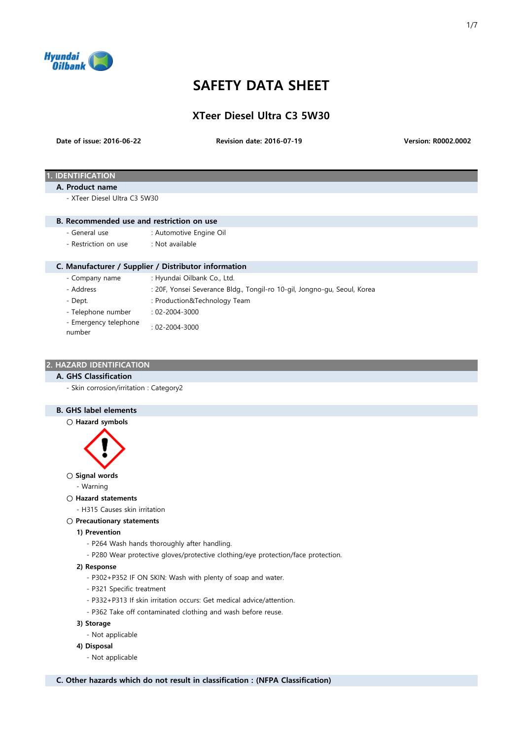# SAFETY DATA SHEET

## XTeer Diesel Ultra C3 5W30

**Date of issue: 2016-06-22** **Revision date: 2016-07-19** **Version: R0002.0002**

## 1. IDENTIFICATION

### A. Product name

- XTeer Diesel Ultra C3 5W30

### B. Recommended use and restriction on use

- General use : Automotive Engine Oil
- Restriction on use : Not available

### C. Manufacturer / Supplier / Distributor information

- Company name : Hyundai Oilbank Co., Ltd.
- Address : 20F, Yonsei Severance Bldg., Tongil-ro 10-gil, Jongno-gu, Seoul, Korea
- Dept. : Production&Technology Team
- Telephone number : 02-2004-3000
- Emergency telephone number : 02-2004-3000

## 2. HAZARD IDENTIFICATION

### A. GHS Classification

- Skin corrosion/irritation : Category2

### B. GHS label elements

○ **Hazard symbols**

○ **Signal words**

- Warning

○ **Hazard statements**

- H315 Causes skin irritation

○ **Precautionary statements**

**1) Prevention**

- P264 Wash hands thoroughly after handling.
- P280 Wear protective gloves/protective clothing/eye protection/face protection.

**2) Response**

- P302+P352 IF ON SKIN: Wash with plenty of soap and water.
- P321 Specific treatment
- P332+P313 If skin irritation occurs: Get medical advice/attention.
- P362 Take off contaminated clothing and wash before reuse.

**3) Storage**

- Not applicable

**4) Disposal**

- Not applicable

### C. Other hazards which do not result in classification : (NFPA Classification)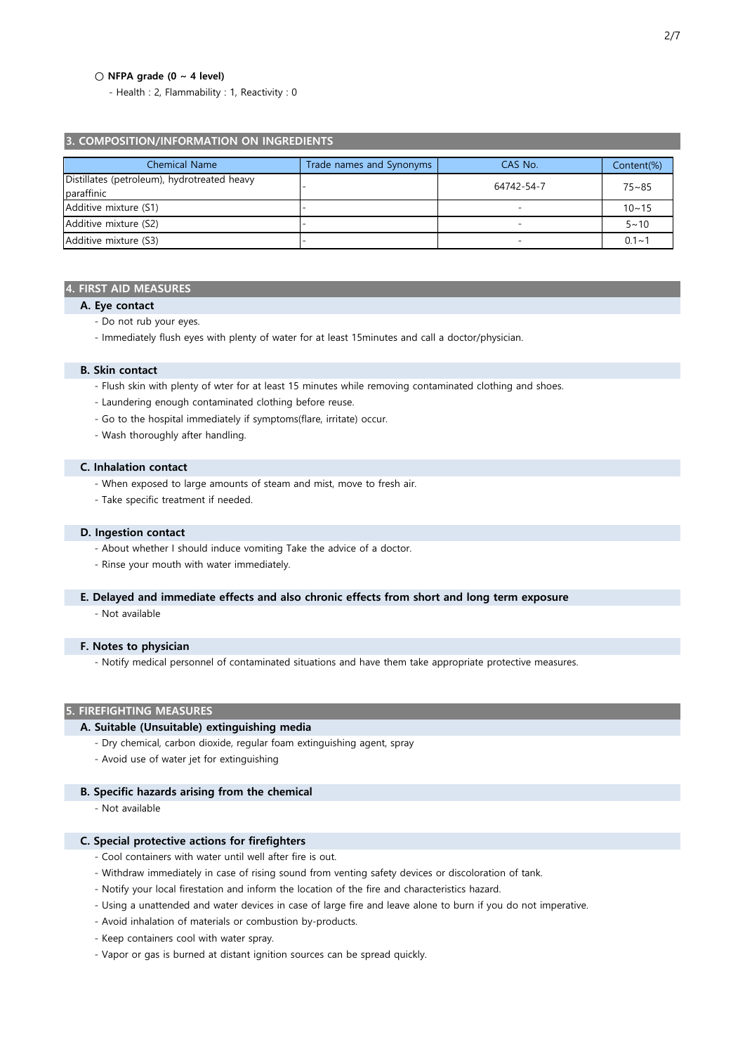○ **NFPA grade (0 ~ 4 level)**

- Health : 2, Flammability : 1, Reactivity : 0

## 3. COMPOSITION/INFORMATION ON INGREDIENTS

| Chemical Name | Trade names and Synonyms | CAS No. | Content(%) |
|---|---|---|---|
| Distillates (petroleum), hydrotreated heavy paraffinic | - | 64742-54-7 | 75~85 |
| Additive mixture (S1) | - | - | 10~15 |
| Additive mixture (S2) | - | - | 5~10 |
| Additive mixture (S3) | - | - | 0.1~1 |

## 4. FIRST AID MEASURES

### A. Eye contact

- Do not rub your eyes.
- Immediately flush eyes with plenty of water for at least 15minutes and call a doctor/physician.

### B. Skin contact

- Flush skin with plenty of wter for at least 15 minutes while removing contaminated clothing and shoes.
- Laundering enough contaminated clothing before reuse.
- Go to the hospital immediately if symptoms(flare, irritate) occur.
- Wash thoroughly after handling.

### C. Inhalation contact

- When exposed to large amounts of steam and mist, move to fresh air.
- Take specific treatment if needed.

### D. Ingestion contact

- About whether I should induce vomiting Take the advice of a doctor.
- Rinse your mouth with water immediately.

### E. Delayed and immediate effects and also chronic effects from short and long term exposure

- Not available

### F. Notes to physician

- Notify medical personnel of contaminated situations and have them take appropriate protective measures.

## 5. FIREFIGHTING MEASURES

### A. Suitable (Unsuitable) extinguishing media

- Dry chemical, carbon dioxide, regular foam extinguishing agent, spray
- Avoid use of water jet for extinguishing

### B. Specific hazards arising from the chemical

- Not available

### C. Special protective actions for firefighters

- Cool containers with water until well after fire is out.
- Withdraw immediately in case of rising sound from venting safety devices or discoloration of tank.
- Notify your local firestation and inform the location of the fire and characteristics hazard.
- Using a unattended and water devices in case of large fire and leave alone to burn if you do not imperative.
- Avoid inhalation of materials or combustion by-products.
- Keep containers cool with water spray.
- Vapor or gas is burned at distant ignition sources can be spread quickly.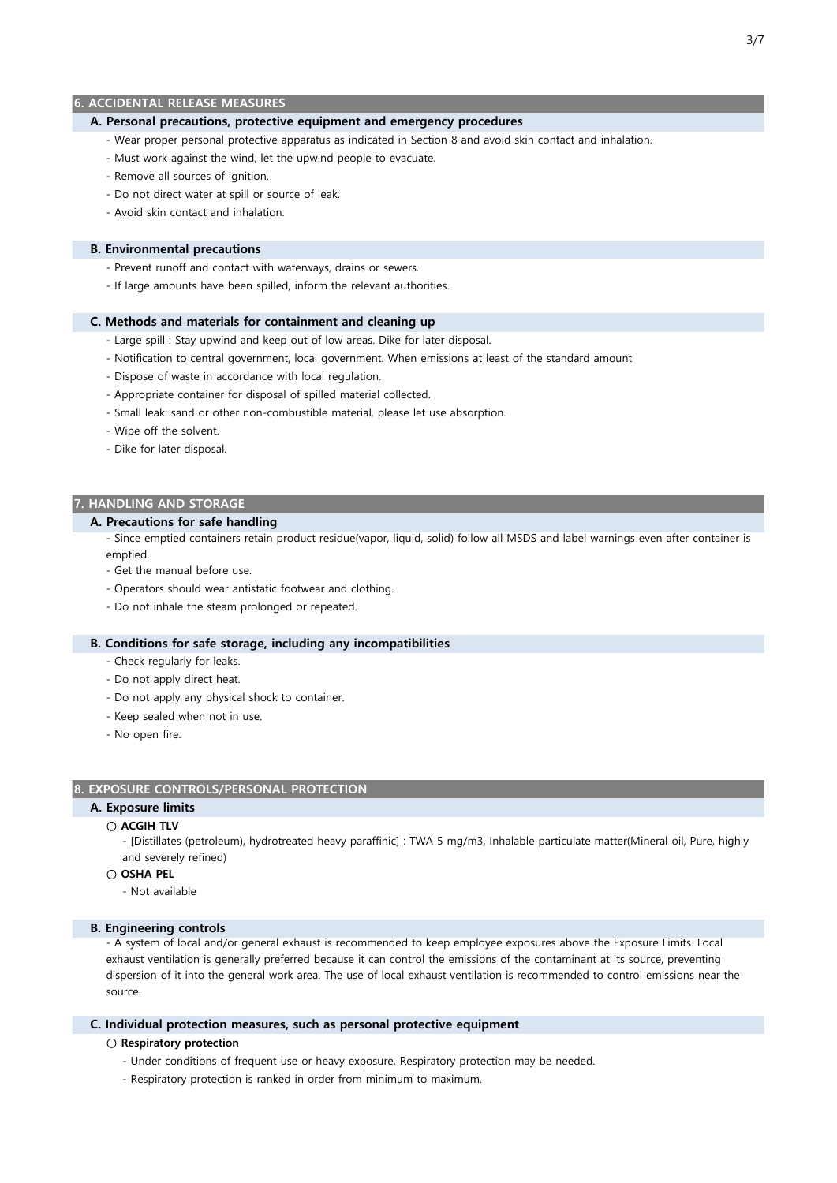## 6. ACCIDENTAL RELEASE MEASURES

### A. Personal precautions, protective equipment and emergency procedures

- Wear proper personal protective apparatus as indicated in Section 8 and avoid skin contact and inhalation.
- Must work against the wind, let the upwind people to evacuate.
- Remove all sources of ignition.
- Do not direct water at spill or source of leak.
- Avoid skin contact and inhalation.

### B. Environmental precautions

- Prevent runoff and contact with waterways, drains or sewers.
- If large amounts have been spilled, inform the relevant authorities.

### C. Methods and materials for containment and cleaning up

- Large spill : Stay upwind and keep out of low areas. Dike for later disposal.
- Notification to central government, local government. When emissions at least of the standard amount
- Dispose of waste in accordance with local regulation.
- Appropriate container for disposal of spilled material collected.
- Small leak: sand or other non-combustible material, please let use absorption.
- Wipe off the solvent.
- Dike for later disposal.

## 7. HANDLING AND STORAGE

### A. Precautions for safe handling

- Since emptied containers retain product residue(vapor, liquid, solid) follow all MSDS and label warnings even after container is emptied.
- Get the manual before use.
- Operators should wear antistatic footwear and clothing.
- Do not inhale the steam prolonged or repeated.

### B. Conditions for safe storage, including any incompatibilities

- Check regularly for leaks.
- Do not apply direct heat.
- Do not apply any physical shock to container.
- Keep sealed when not in use.
- No open fire.

## 8. EXPOSURE CONTROLS/PERSONAL PROTECTION

### A. Exposure limits

○ **ACGIH TLV**

- [Distillates (petroleum), hydrotreated heavy paraffinic] : TWA 5 mg/m3, Inhalable particulate matter(Mineral oil, Pure, highly and severely refined)

○ **OSHA PEL**

- Not available

### B. Engineering controls

- A system of local and/or general exhaust is recommended to keep employee exposures above the Exposure Limits. Local exhaust ventilation is generally preferred because it can control the emissions of the contaminant at its source, preventing dispersion of it into the general work area. The use of local exhaust ventilation is recommended to control emissions near the source.

### C. Individual protection measures, such as personal protective equipment

○ **Respiratory protection**

- Under conditions of frequent use or heavy exposure, Respiratory protection may be needed.
- Respiratory protection is ranked in order from minimum to maximum.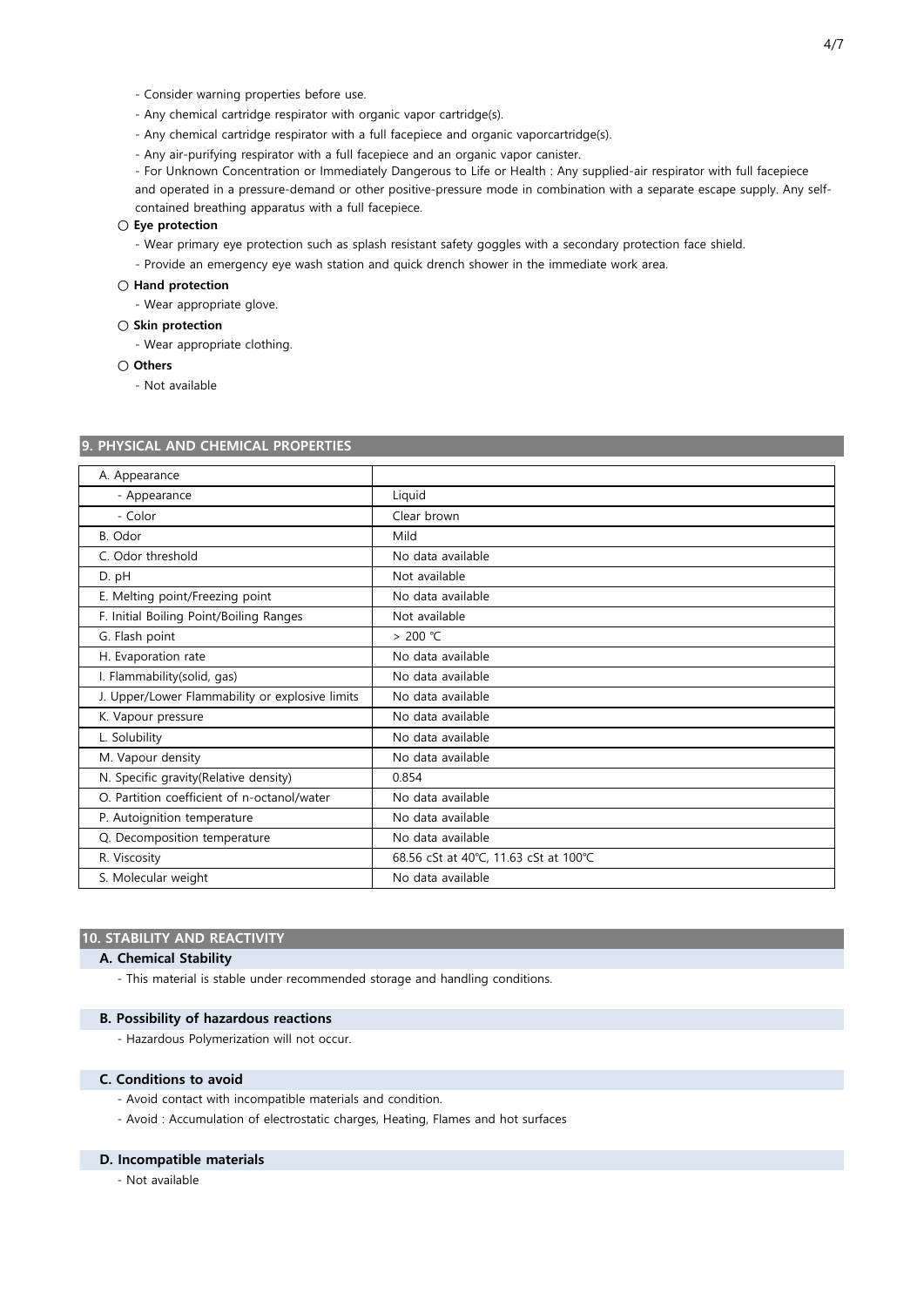- Consider warning properties before use.
- Any chemical cartridge respirator with organic vapor cartridge(s).
- Any chemical cartridge respirator with a full facepiece and organic vaporcartridge(s).
- Any air-purifying respirator with a full facepiece and an organic vapor canister.
- For Unknown Concentration or Immediately Dangerous to Life or Health : Any supplied-air respirator with full facepiece and operated in a pressure-demand or other positive-pressure mode in combination with a separate escape supply. Any self-contained breathing apparatus with a full facepiece.

○ **Eye protection**

- Wear primary eye protection such as splash resistant safety goggles with a secondary protection face shield.
- Provide an emergency eye wash station and quick drench shower in the immediate work area.

○ **Hand protection**

- Wear appropriate glove.

○ **Skin protection**

- Wear appropriate clothing.

○ **Others**

- Not available

## 9. PHYSICAL AND CHEMICAL PROPERTIES

| A. Appearance | |
|---|---|
| - Appearance | Liquid |
| - Color | Clear brown |
| B. Odor | Mild |
| C. Odor threshold | No data available |
| D. pH | Not available |
| E. Melting point/Freezing point | No data available |
| F. Initial Boiling Point/Boiling Ranges | Not available |
| G. Flash point | > 200 ℃ |
| H. Evaporation rate | No data available |
| I. Flammability(solid, gas) | No data available |
| J. Upper/Lower Flammability or explosive limits | No data available |
| K. Vapour pressure | No data available |
| L. Solubility | No data available |
| M. Vapour density | No data available |
| N. Specific gravity(Relative density) | 0.854 |
| O. Partition coefficient of n-octanol/water | No data available |
| P. Autoignition temperature | No data available |
| Q. Decomposition temperature | No data available |
| R. Viscosity | 68.56 cSt at 40℃, 11.63 cSt at 100℃ |
| S. Molecular weight | No data available |

## 10. STABILITY AND REACTIVITY

### A. Chemical Stability

- This material is stable under recommended storage and handling conditions.

### B. Possibility of hazardous reactions

- Hazardous Polymerization will not occur.

### C. Conditions to avoid

- Avoid contact with incompatible materials and condition.
- Avoid : Accumulation of electrostatic charges, Heating, Flames and hot surfaces

### D. Incompatible materials

- Not available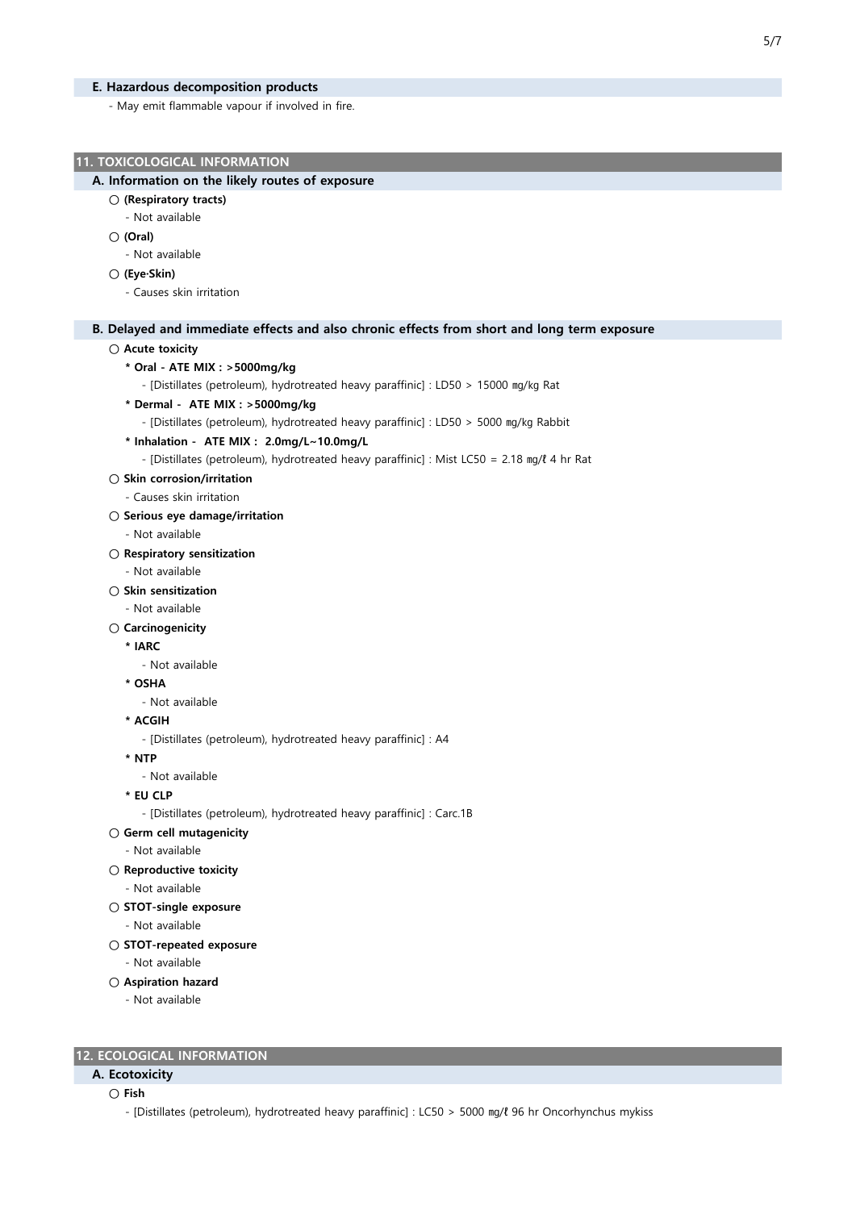### E. Hazardous decomposition products

- May emit flammable vapour if involved in fire.

## 11. TOXICOLOGICAL INFORMATION

### A. Information on the likely routes of exposure

○ **(Respiratory tracts)**

- Not available

○ **(Oral)**

- Not available

○ **(Eye·Skin)**

- Causes skin irritation

### B. Delayed and immediate effects and also chronic effects from short and long term exposure

○ **Acute toxicity**

**\* Oral - ATE MIX : >5000mg/kg**

- [Distillates (petroleum), hydrotreated heavy paraffinic] : LD50 > 15000 ㎎/㎏ Rat

**\* Dermal - ATE MIX : >5000mg/kg**

- [Distillates (petroleum), hydrotreated heavy paraffinic] : LD50 > 5000 ㎎/㎏ Rabbit

**\* Inhalation - ATE MIX : 2.0mg/L~10.0mg/L**

- [Distillates (petroleum), hydrotreated heavy paraffinic] : Mist LC50 = 2.18 ㎎/ℓ 4 hr Rat

○ **Skin corrosion/irritation**

- Causes skin irritation

○ **Serious eye damage/irritation**

- Not available

○ **Respiratory sensitization**

- Not available

○ **Skin sensitization**

- Not available

○ **Carcinogenicity**

**\* IARC**

- Not available

**\* OSHA**

- Not available

**\* ACGIH**

- [Distillates (petroleum), hydrotreated heavy paraffinic] : A4

**\* NTP**

- Not available

**\* EU CLP**

- [Distillates (petroleum), hydrotreated heavy paraffinic] : Carc.1B

○ **Germ cell mutagenicity**

- Not available

○ **Reproductive toxicity**

- Not available

○ **STOT-single exposure**

- Not available

○ **STOT-repeated exposure**

- Not available

○ **Aspiration hazard**

- Not available

## 12. ECOLOGICAL INFORMATION

### A. Ecotoxicity

○ **Fish**

- [Distillates (petroleum), hydrotreated heavy paraffinic] : LC50 > 5000 ㎎/ℓ 96 hr Oncorhynchus mykiss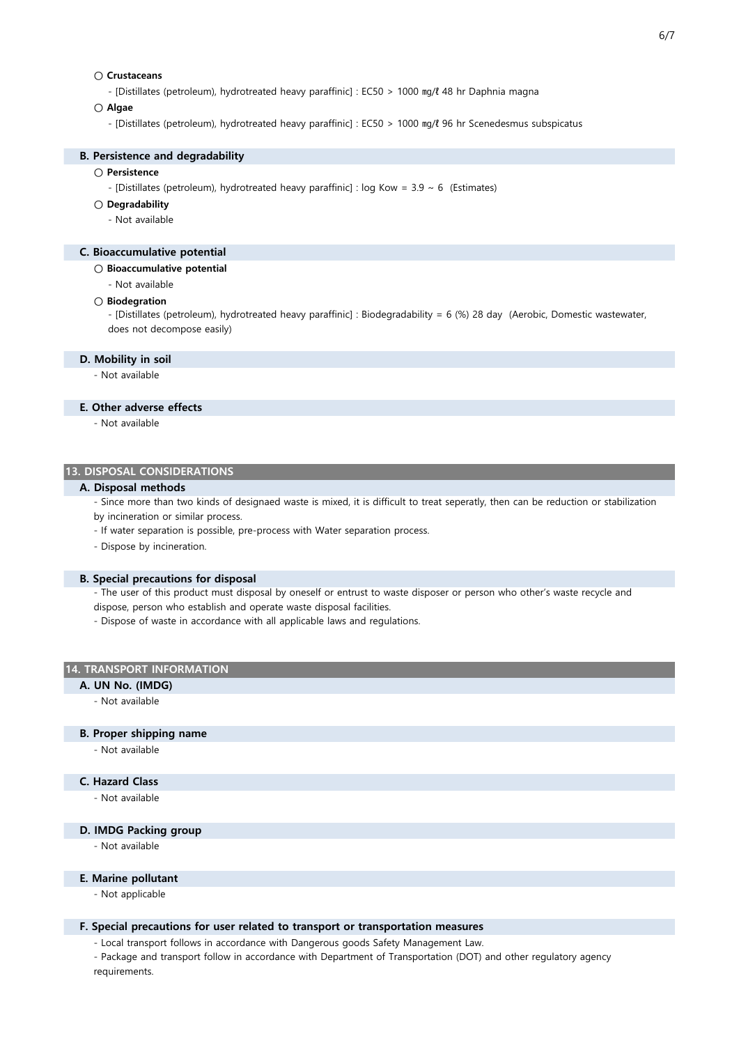○ **Crustaceans**

- [Distillates (petroleum), hydrotreated heavy paraffinic] : EC50 > 1000 ㎎/ℓ 48 hr Daphnia magna

○ **Algae**

- [Distillates (petroleum), hydrotreated heavy paraffinic] : EC50 > 1000 ㎎/ℓ 96 hr Scenedesmus subspicatus

### B. Persistence and degradability

○ **Persistence**

- [Distillates (petroleum), hydrotreated heavy paraffinic] : log Kow = 3.9 ~ 6 (Estimates)

○ **Degradability**

- Not available

### C. Bioaccumulative potential

○ **Bioaccumulative potential**

- Not available

○ **Biodegration**

- [Distillates (petroleum), hydrotreated heavy paraffinic] : Biodegradability = 6 (%) 28 day (Aerobic, Domestic wastewater, does not decompose easily)

### D. Mobility in soil

- Not available

### E. Other adverse effects

- Not available

## 13. DISPOSAL CONSIDERATIONS

### A. Disposal methods

- Since more than two kinds of designaed waste is mixed, it is difficult to treat seperatly, then can be reduction or stabilization by incineration or similar process.
- If water separation is possible, pre-process with Water separation process.
- Dispose by incineration.

### B. Special precautions for disposal

- The user of this product must disposal by oneself or entrust to waste disposer or person who other's waste recycle and dispose, person who establish and operate waste disposal facilities.
- Dispose of waste in accordance with all applicable laws and regulations.

## 14. TRANSPORT INFORMATION

### A. UN No. (IMDG)

- Not available

### B. Proper shipping name

- Not available

### C. Hazard Class

- Not available

### D. IMDG Packing group

- Not available

### E. Marine pollutant

- Not applicable

### F. Special precautions for user related to transport or transportation measures

- Local transport follows in accordance with Dangerous goods Safety Management Law.
- Package and transport follow in accordance with Department of Transportation (DOT) and other regulatory agency requirements.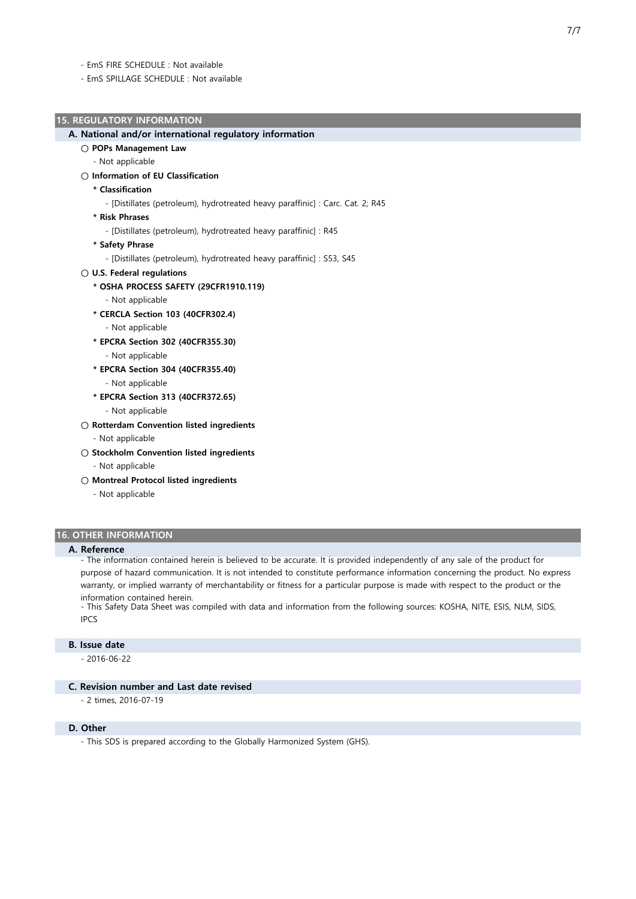- EmS FIRE SCHEDULE : Not available
- EmS SPILLAGE SCHEDULE : Not available

## 15. REGULATORY INFORMATION

### A. National and/or international regulatory information

○ **POPs Management Law**

- Not applicable

○ **Information of EU Classification**

* **Classification**
  - [Distillates (petroleum), hydrotreated heavy paraffinic] : Carc. Cat. 2; R45
* **Risk Phrases**
  - [Distillates (petroleum), hydrotreated heavy paraffinic] : R45
* **Safety Phrase**
  - [Distillates (petroleum), hydrotreated heavy paraffinic] : S53, S45

○ **U.S. Federal regulations**

* **OSHA PROCESS SAFETY (29CFR1910.119)**
  - Not applicable
* **CERCLA Section 103 (40CFR302.4)**
  - Not applicable
* **EPCRA Section 302 (40CFR355.30)**
  - Not applicable
* **EPCRA Section 304 (40CFR355.40)**
  - Not applicable
* **EPCRA Section 313 (40CFR372.65)**
  - Not applicable

○ **Rotterdam Convention listed ingredients**

- Not applicable

○ **Stockholm Convention listed ingredients**

- Not applicable

○ **Montreal Protocol listed ingredients**

- Not applicable

## 16. OTHER INFORMATION

### A. Reference

- The information contained herein is believed to be accurate. It is provided independently of any sale of the product for purpose of hazard communication. It is not intended to constitute performance information concerning the product. No express warranty, or implied warranty of merchantability or fitness for a particular purpose is made with respect to the product or the information contained herein.
- This Safety Data Sheet was compiled with data and information from the following sources: KOSHA, NITE, ESIS, NLM, SIDS, IPCS

### B. Issue date

- 2016-06-22

### C. Revision number and Last date revised

- 2 times, 2016-07-19

### D. Other

- This SDS is prepared according to the Globally Harmonized System (GHS).